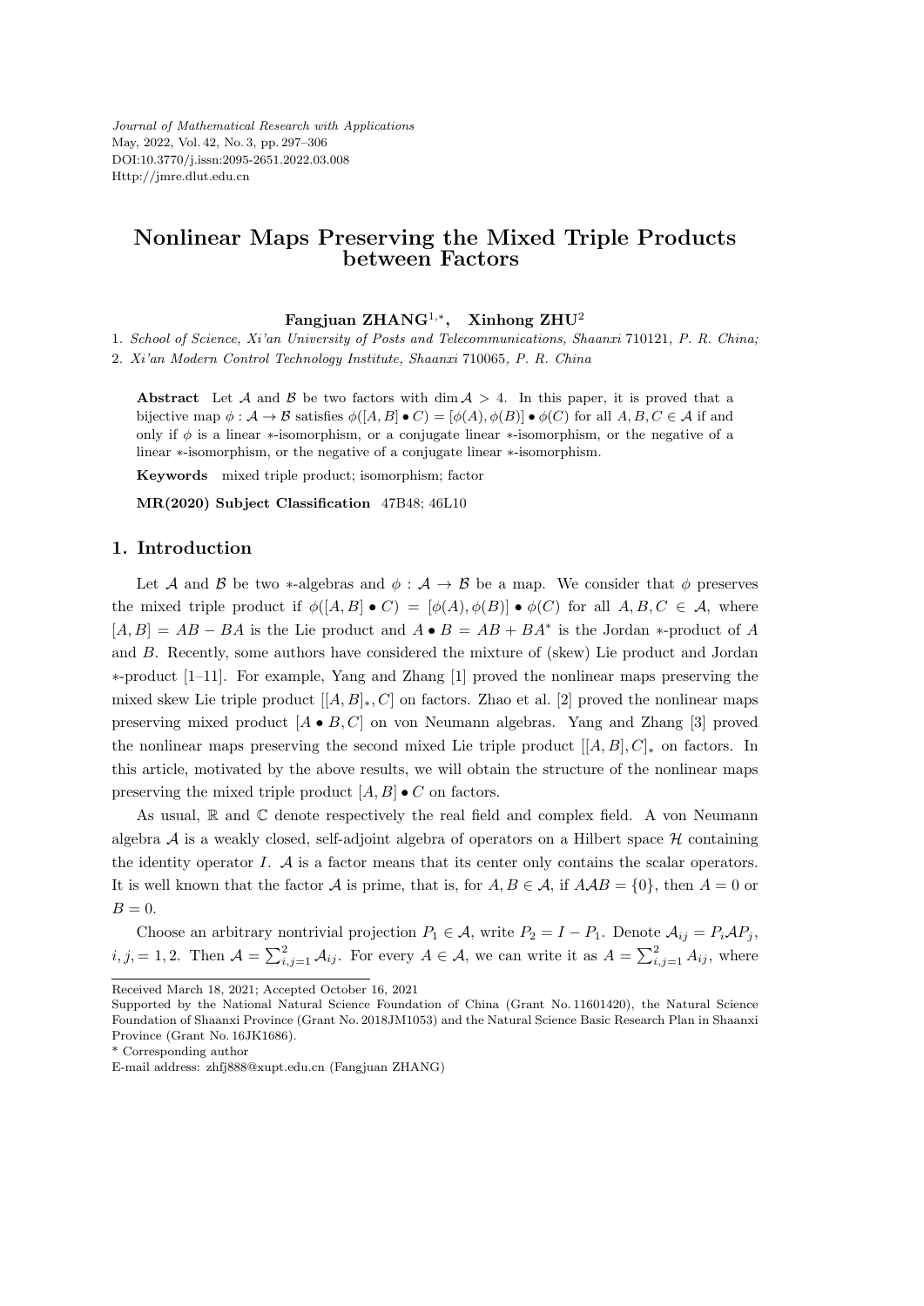# Nonlinear Maps Preserving the Mixed Triple Products between Factors

**Fangjuan ZHANG**[1,*], **Xinhong ZHU**[2]

1. *School of Science, Xi'an University of Posts and Telecommunications, Shaanxi* 710121*, P. R. China;*
2. *Xi'an Modern Control Technology Institute, Shaanxi* 710065*, P. R. China*

**Abstract** Let $\mathcal{A}$ and $\mathcal{B}$ be two factors with $\dim \mathcal{A} > 4$. In this paper, it is proved that a bijective map $\phi : \mathcal{A} \to \mathcal{B}$ satisfies $\phi([A, B] \bullet C) = [\phi(A), \phi(B)] \bullet \phi(C)$ for all $A, B, C \in \mathcal{A}$ if and only if $\phi$ is a linear $*$-isomorphism, or a conjugate linear $*$-isomorphism, or the negative of a linear $*$-isomorphism, or the negative of a conjugate linear $*$-isomorphism.

**Keywords** mixed triple product; isomorphism; factor

**MR(2020) Subject Classification** 47B48; 46L10

## 1. Introduction

Let $\mathcal{A}$ and $\mathcal{B}$ be two $*$-algebras and $\phi : \mathcal{A} \to \mathcal{B}$ be a map. We consider that $\phi$ preserves the mixed triple product if $\phi([A, B] \bullet C) = [\phi(A), \phi(B)] \bullet \phi(C)$ for all $A, B, C \in \mathcal{A}$, where $[A, B] = AB - BA$ is the Lie product and $A \bullet B = AB + BA^*$ is the Jordan $*$-product of $A$ and $B$. Recently, some authors have considered the mixture of (skew) Lie product and Jordan $*$-product [1–11]. For example, Yang and Zhang [1] proved the nonlinear maps preserving the mixed skew Lie triple product $[[A, B]_*, C]$ on factors. Zhao et al. [2] proved the nonlinear maps preserving mixed product $[A \bullet B, C]$ on von Neumann algebras. Yang and Zhang [3] proved the nonlinear maps preserving the second mixed Lie triple product $[[A, B], C]_*$ on factors. In this article, motivated by the above results, we will obtain the structure of the nonlinear maps preserving the mixed triple product $[A, B] \bullet C$ on factors.

As usual, $\mathbb{R}$ and $\mathbb{C}$ denote respectively the real field and complex field. A von Neumann algebra $\mathcal{A}$ is a weakly closed, self-adjoint algebra of operators on a Hilbert space $\mathcal{H}$ containing the identity operator $I$. $\mathcal{A}$ is a factor means that its center only contains the scalar operators. It is well known that the factor $\mathcal{A}$ is prime, that is, for $A, B \in \mathcal{A}$, if $A\mathcal{A}B = \{0\}$, then $A = 0$ or $B = 0$.

Choose an arbitrary nontrivial projection $P_1 \in \mathcal{A}$, write $P_2 = I - P_1$. Denote $\mathcal{A}_{ij} = P_i \mathcal{A} P_j$, $i, j, = 1, 2$. Then $\mathcal{A} = \sum_{i,j=1}^{2} \mathcal{A}_{ij}$. For every $A \in \mathcal{A}$, we can write it as $A = \sum_{i,j=1}^{2} A_{ij}$, where

---

Received March 18, 2021; Accepted October 16, 2021

Supported by the National Natural Science Foundation of China (Grant No. 11601420), the Natural Science Foundation of Shaanxi Province (Grant No. 2018JM1053) and the Natural Science Basic Research Plan in Shaanxi Province (Grant No. 16JK1686).

\* Corresponding author

E-mail address: zhfj888@xupt.edu.cn (Fangjuan ZHANG)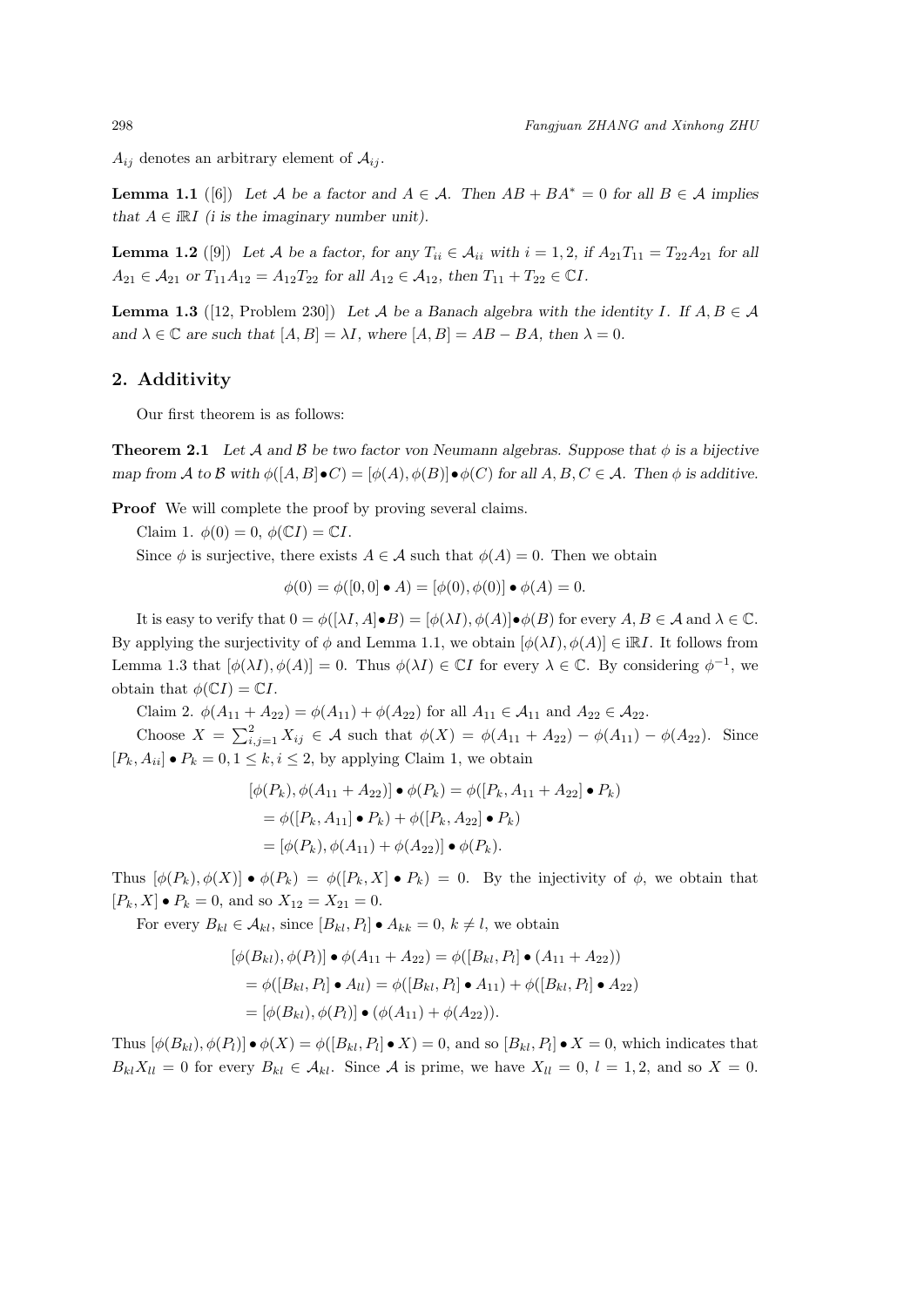$A_{ij}$ denotes an arbitrary element of $\mathcal{A}_{ij}$.

**Lemma 1.1** ([6]) *Let $\mathcal{A}$ be a factor and $A \in \mathcal{A}$. Then $AB + BA^* = 0$ for all $B \in \mathcal{A}$ implies that $A \in i\mathbb{R}I$ (i is the imaginary number unit).*

**Lemma 1.2** ([9]) *Let $\mathcal{A}$ be a factor, for any $T_{ii} \in \mathcal{A}_{ii}$ with $i = 1, 2$, if $A_{21}T_{11} = T_{22}A_{21}$ for all $A_{21} \in \mathcal{A}_{21}$ or $T_{11}A_{12} = A_{12}T_{22}$ for all $A_{12} \in \mathcal{A}_{12}$, then $T_{11} + T_{22} \in \mathbb{C}I$.*

**Lemma 1.3** ([12, Problem 230]) *Let $\mathcal{A}$ be a Banach algebra with the identity $I$. If $A, B \in \mathcal{A}$ and $\lambda \in \mathbb{C}$ are such that $[A, B] = \lambda I$, where $[A, B] = AB - BA$, then $\lambda = 0$.*

## 2. Additivity

Our first theorem is as follows:

**Theorem 2.1** *Let $\mathcal{A}$ and $\mathcal{B}$ be two factor von Neumann algebras. Suppose that $\phi$ is a bijective map from $\mathcal{A}$ to $\mathcal{B}$ with $\phi([A, B] \bullet C) = [\phi(A), \phi(B)] \bullet \phi(C)$ for all $A, B, C \in \mathcal{A}$. Then $\phi$ is additive.*

**Proof** We will complete the proof by proving several claims.

Claim 1. $\phi(0) = 0$, $\phi(\mathbb{C}I) = \mathbb{C}I$.

Since $\phi$ is surjective, there exists $A \in \mathcal{A}$ such that $\phi(A) = 0$. Then we obtain

$$\phi(0) = \phi([0, 0] \bullet A) = [\phi(0), \phi(0)] \bullet \phi(A) = 0.$$

It is easy to verify that $0 = \phi([\lambda I, A] \bullet B) = [\phi(\lambda I), \phi(A)] \bullet \phi(B)$ for every $A, B \in \mathcal{A}$ and $\lambda \in \mathbb{C}$. By applying the surjectivity of $\phi$ and Lemma 1.1, we obtain $[\phi(\lambda I), \phi(A)] \in i\mathbb{R}I$. It follows from Lemma 1.3 that $[\phi(\lambda I), \phi(A)] = 0$. Thus $\phi(\lambda I) \in \mathbb{C}I$ for every $\lambda \in \mathbb{C}$. By considering $\phi^{-1}$, we obtain that $\phi(\mathbb{C}I) = \mathbb{C}I$.

Claim 2. $\phi(A_{11} + A_{22}) = \phi(A_{11}) + \phi(A_{22})$ for all $A_{11} \in \mathcal{A}_{11}$ and $A_{22} \in \mathcal{A}_{22}$.

Choose $X = \sum_{i,j=1}^{2} X_{ij} \in \mathcal{A}$ such that $\phi(X) = \phi(A_{11} + A_{22}) - \phi(A_{11}) - \phi(A_{22})$. Since $[P_k, A_{ii}] \bullet P_k = 0, 1 \le k, i \le 2$, by applying Claim 1, we obtain

$$\begin{aligned}
[\phi(P_k), \phi(A_{11} + A_{22})] \bullet \phi(P_k) &= \phi([P_k, A_{11} + A_{22}] \bullet P_k) \\
&= \phi([P_k, A_{11}] \bullet P_k) + \phi([P_k, A_{22}] \bullet P_k) \\
&= [\phi(P_k), \phi(A_{11}) + \phi(A_{22})] \bullet \phi(P_k).
\end{aligned}$$

Thus $[\phi(P_k), \phi(X)] \bullet \phi(P_k) = \phi([P_k, X] \bullet P_k) = 0$. By the injectivity of $\phi$, we obtain that $[P_k, X] \bullet P_k = 0$, and so $X_{12} = X_{21} = 0$.

For every $B_{kl} \in \mathcal{A}_{kl}$, since $[B_{kl}, P_l] \bullet A_{kk} = 0$, $k \neq l$, we obtain

$$\begin{aligned}
[\phi(B_{kl}), \phi(P_l)] \bullet \phi(A_{11} + A_{22}) &= \phi([B_{kl}, P_l] \bullet (A_{11} + A_{22})) \\
&= \phi([B_{kl}, P_l] \bullet A_{ll}) = \phi([B_{kl}, P_l] \bullet A_{11}) + \phi([B_{kl}, P_l] \bullet A_{22}) \\
&= [\phi(B_{kl}), \phi(P_l)] \bullet (\phi(A_{11}) + \phi(A_{22})).
\end{aligned}$$

Thus $[\phi(B_{kl}), \phi(P_l)] \bullet \phi(X) = \phi([B_{kl}, P_l] \bullet X) = 0$, and so $[B_{kl}, P_l] \bullet X = 0$, which indicates that $B_{kl}X_{ll} = 0$ for every $B_{kl} \in \mathcal{A}_{kl}$. Since $\mathcal{A}$ is prime, we have $X_{ll} = 0$, $l = 1, 2$, and so $X = 0$.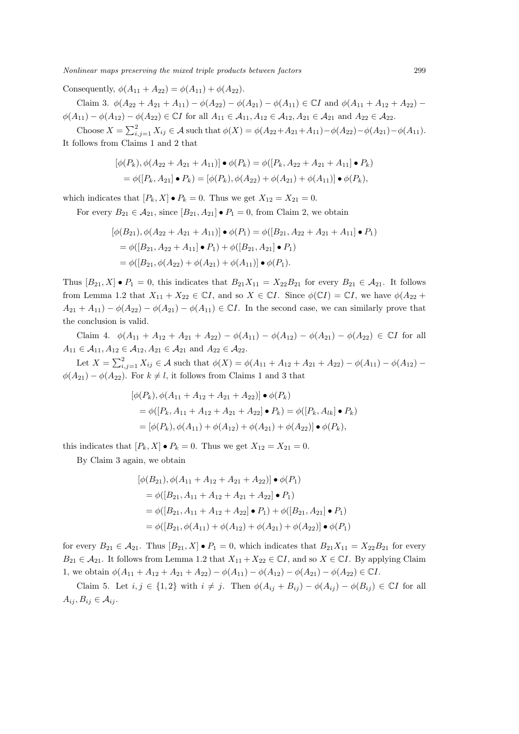Consequently, $\phi(A_{11} + A_{22}) = \phi(A_{11}) + \phi(A_{22})$.

Claim 3. $\phi(A_{22} + A_{21} + A_{11}) - \phi(A_{22}) - \phi(A_{21}) - \phi(A_{11}) \in \mathbb{C}I$ and $\phi(A_{11} + A_{12} + A_{22}) - \phi(A_{11}) - \phi(A_{12}) - \phi(A_{22}) \in \mathbb{C}I$ for all $A_{11} \in \mathcal{A}_{11}, A_{12} \in \mathcal{A}_{12}, A_{21} \in \mathcal{A}_{21}$ and $A_{22} \in \mathcal{A}_{22}$.

Choose $X = \sum_{i,j=1}^{2} X_{ij} \in \mathcal{A}$ such that $\phi(X) = \phi(A_{22}+A_{21}+A_{11}) - \phi(A_{22}) - \phi(A_{21}) - \phi(A_{11})$. It follows from Claims 1 and 2 that

$$[\phi(P_k), \phi(A_{22} + A_{21} + A_{11})] \bullet \phi(P_k) = \phi([P_k, A_{22} + A_{21} + A_{11}] \bullet P_k)$$
$$= \phi([P_k, A_{21}] \bullet P_k) = [\phi(P_k), \phi(A_{22}) + \phi(A_{21}) + \phi(A_{11})] \bullet \phi(P_k),$$

which indicates that $[P_k, X] \bullet P_k = 0$. Thus we get $X_{12} = X_{21} = 0$.

For every $B_{21} \in \mathcal{A}_{21}$, since $[B_{21}, A_{21}] \bullet P_1 = 0$, from Claim 2, we obtain

$$[\phi(B_{21}), \phi(A_{22} + A_{21} + A_{11})] \bullet \phi(P_1) = \phi([B_{21}, A_{22} + A_{21} + A_{11}] \bullet P_1)$$
$$= \phi([B_{21}, A_{22} + A_{11}] \bullet P_1) + \phi([B_{21}, A_{21}] \bullet P_1)$$
$$= \phi([B_{21}, \phi(A_{22}) + \phi(A_{21}) + \phi(A_{11})] \bullet \phi(P_1).$$

Thus $[B_{21}, X] \bullet P_1 = 0$, this indicates that $B_{21}X_{11} = X_{22}B_{21}$ for every $B_{21} \in \mathcal{A}_{21}$. It follows from Lemma 1.2 that $X_{11} + X_{22} \in \mathbb{C}I$, and so $X \in \mathbb{C}I$. Since $\phi(\mathbb{C}I) = \mathbb{C}I$, we have $\phi(A_{22} + A_{21} + A_{11}) - \phi(A_{22}) - \phi(A_{21}) - \phi(A_{11}) \in \mathbb{C}I$. In the second case, we can similarly prove that the conclusion is valid.

Claim 4. $\phi(A_{11} + A_{12} + A_{21} + A_{22}) - \phi(A_{11}) - \phi(A_{12}) - \phi(A_{21}) - \phi(A_{22}) \in \mathbb{C}I$ for all $A_{11} \in \mathcal{A}_{11}, A_{12} \in \mathcal{A}_{12}, A_{21} \in \mathcal{A}_{21}$ and $A_{22} \in \mathcal{A}_{22}$.

Let $X = \sum_{i,j=1}^{2} X_{ij} \in \mathcal{A}$ such that $\phi(X) = \phi(A_{11} + A_{12} + A_{21} + A_{22}) - \phi(A_{11}) - \phi(A_{12}) - \phi(A_{21}) - \phi(A_{22})$. For $k \neq l$, it follows from Claims 1 and 3 that

$$[\phi(P_k), \phi(A_{11} + A_{12} + A_{21} + A_{22})] \bullet \phi(P_k)$$
$$= \phi([P_k, A_{11} + A_{12} + A_{21} + A_{22}] \bullet P_k) = \phi([P_k, A_{lk}] \bullet P_k)$$
$$= [\phi(P_k), \phi(A_{11}) + \phi(A_{12}) + \phi(A_{21}) + \phi(A_{22})] \bullet \phi(P_k),$$

this indicates that $[P_k, X] \bullet P_k = 0$. Thus we get $X_{12} = X_{21} = 0$.

By Claim 3 again, we obtain

$$[\phi(B_{21}), \phi(A_{11} + A_{12} + A_{21} + A_{22})] \bullet \phi(P_1)$$
$$= \phi([B_{21}, A_{11} + A_{12} + A_{21} + A_{22}] \bullet P_1)$$
$$= \phi([B_{21}, A_{11} + A_{12} + A_{22}] \bullet P_1) + \phi([B_{21}, A_{21}] \bullet P_1)$$
$$= \phi([B_{21}, \phi(A_{11}) + \phi(A_{12}) + \phi(A_{21}) + \phi(A_{22})] \bullet \phi(P_1)$$

for every $B_{21} \in \mathcal{A}_{21}$. Thus $[B_{21}, X] \bullet P_1 = 0$, which indicates that $B_{21}X_{11} = X_{22}B_{21}$ for every $B_{21} \in \mathcal{A}_{21}$. It follows from Lemma 1.2 that $X_{11} + X_{22} \in \mathbb{C}I$, and so $X \in \mathbb{C}I$. By applying Claim 1, we obtain $\phi(A_{11} + A_{12} + A_{21} + A_{22}) - \phi(A_{11}) - \phi(A_{12}) - \phi(A_{21}) - \phi(A_{22}) \in \mathbb{C}I$.

Claim 5. Let $i, j \in \{1, 2\}$ with $i \neq j$. Then $\phi(A_{ij} + B_{ij}) - \phi(A_{ij}) - \phi(B_{ij}) \in \mathbb{C}I$ for all $A_{ij}, B_{ij} \in \mathcal{A}_{ij}$.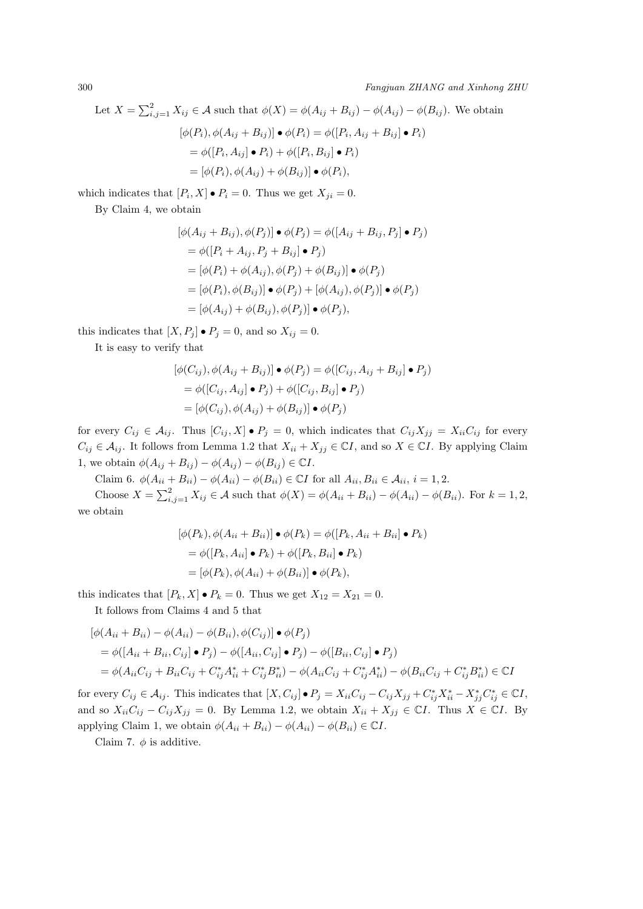Let $X=\sum_{i,j=1}^{2} X_{ij}\in\mathcal{A}$ such that $\phi(X)=\phi(A_{ij}+B_{ij})-\phi(A_{ij})-\phi(B_{ij})$. We obtain

$$
\begin{aligned}
&[\phi(P_i),\phi(A_{ij}+B_{ij})]\bullet\phi(P_i)=\phi([P_i,A_{ij}+B_{ij}]\bullet P_i)\\
&\quad=\phi([P_i,A_{ij}]\bullet P_i)+\phi([P_i,B_{ij}]\bullet P_i)\\
&\quad=[\phi(P_i),\phi(A_{ij})+\phi(B_{ij})]\bullet\phi(P_i),
\end{aligned}
$$

which indicates that $[P_i,X]\bullet P_i=0$. Thus we get $X_{ji}=0$.

By Claim 4, we obtain

$$
\begin{aligned}
&[\phi(A_{ij}+B_{ij}),\phi(P_j)]\bullet\phi(P_j)=\phi([A_{ij}+B_{ij},P_j]\bullet P_j)\\
&\quad=\phi([P_i+A_{ij},P_j+B_{ij}]\bullet P_j)\\
&\quad=[\phi(P_i)+\phi(A_{ij}),\phi(P_j)+\phi(B_{ij})]\bullet\phi(P_j)\\
&\quad=[\phi(P_i),\phi(B_{ij})]\bullet\phi(P_j)+[\phi(A_{ij}),\phi(P_j)]\bullet\phi(P_j)\\
&\quad=[\phi(A_{ij})+\phi(B_{ij}),\phi(P_j)]\bullet\phi(P_j),
\end{aligned}
$$

this indicates that $[X,P_j]\bullet P_j=0$, and so $X_{ij}=0$.

It is easy to verify that

$$
\begin{aligned}
&[\phi(C_{ij}),\phi(A_{ij}+B_{ij})]\bullet\phi(P_j)=\phi([C_{ij},A_{ij}+B_{ij}]\bullet P_j)\\
&\quad=\phi([C_{ij},A_{ij}]\bullet P_j)+\phi([C_{ij},B_{ij}]\bullet P_j)\\
&\quad=[\phi(C_{ij}),\phi(A_{ij})+\phi(B_{ij})]\bullet\phi(P_j)
\end{aligned}
$$

for every $C_{ij}\in\mathcal{A}_{ij}$. Thus $[C_{ij},X]\bullet P_j=0$, which indicates that $C_{ij}X_{jj}=X_{ii}C_{ij}$ for every $C_{ij}\in\mathcal{A}_{ij}$. It follows from Lemma 1.2 that $X_{ii}+X_{jj}\in\mathbb{C}I$, and so $X\in\mathbb{C}I$. By applying Claim 1, we obtain $\phi(A_{ij}+B_{ij})-\phi(A_{ij})-\phi(B_{ij})\in\mathbb{C}I$.

Claim 6. $\phi(A_{ii}+B_{ii})-\phi(A_{ii})-\phi(B_{ii})\in\mathbb{C}I$ for all $A_{ii},B_{ii}\in\mathcal{A}_{ii}$, $i=1,2$.

Choose $X=\sum_{i,j=1}^{2} X_{ij}\in\mathcal{A}$ such that $\phi(X)=\phi(A_{ii}+B_{ii})-\phi(A_{ii})-\phi(B_{ii})$. For $k=1,2$, we obtain

$$
\begin{aligned}
&[\phi(P_k),\phi(A_{ii}+B_{ii})]\bullet\phi(P_k)=\phi([P_k,A_{ii}+B_{ii}]\bullet P_k)\\
&\quad=\phi([P_k,A_{ii}]\bullet P_k)+\phi([P_k,B_{ii}]\bullet P_k)\\
&\quad=[\phi(P_k),\phi(A_{ii})+\phi(B_{ii})]\bullet\phi(P_k),
\end{aligned}
$$

this indicates that $[P_k,X]\bullet P_k=0$. Thus we get $X_{12}=X_{21}=0$.

It follows from Claims 4 and 5 that

$$
\begin{aligned}
&[\phi(A_{ii}+B_{ii})-\phi(A_{ii})-\phi(B_{ii}),\phi(C_{ij})]\bullet\phi(P_j)\\
&\quad=\phi([A_{ii}+B_{ii},C_{ij}]\bullet P_j)-\phi([A_{ii},C_{ij}]\bullet P_j)-\phi([B_{ii},C_{ij}]\bullet P_j)\\
&\quad=\phi(A_{ii}C_{ij}+B_{ii}C_{ij}+C_{ij}^*A_{ii}^*+C_{ij}^*B_{ii}^*)-\phi(A_{ii}C_{ij}+C_{ij}^*A_{ii}^*)-\phi(B_{ii}C_{ij}+C_{ij}^*B_{ii}^*)\in\mathbb{C}I
\end{aligned}
$$

for every $C_{ij}\in\mathcal{A}_{ij}$. This indicates that $[X,C_{ij}]\bullet P_j=X_{ii}C_{ij}-C_{ij}X_{jj}+C_{ij}^*X_{ii}^*-X_{jj}^*C_{ij}^*\in\mathbb{C}I$, and so $X_{ii}C_{ij}-C_{ij}X_{jj}=0$. By Lemma 1.2, we obtain $X_{ii}+X_{jj}\in\mathbb{C}I$. Thus $X\in\mathbb{C}I$. By applying Claim 1, we obtain $\phi(A_{ii}+B_{ii})-\phi(A_{ii})-\phi(B_{ii})\in\mathbb{C}I$.

Claim 7. $\phi$ is additive.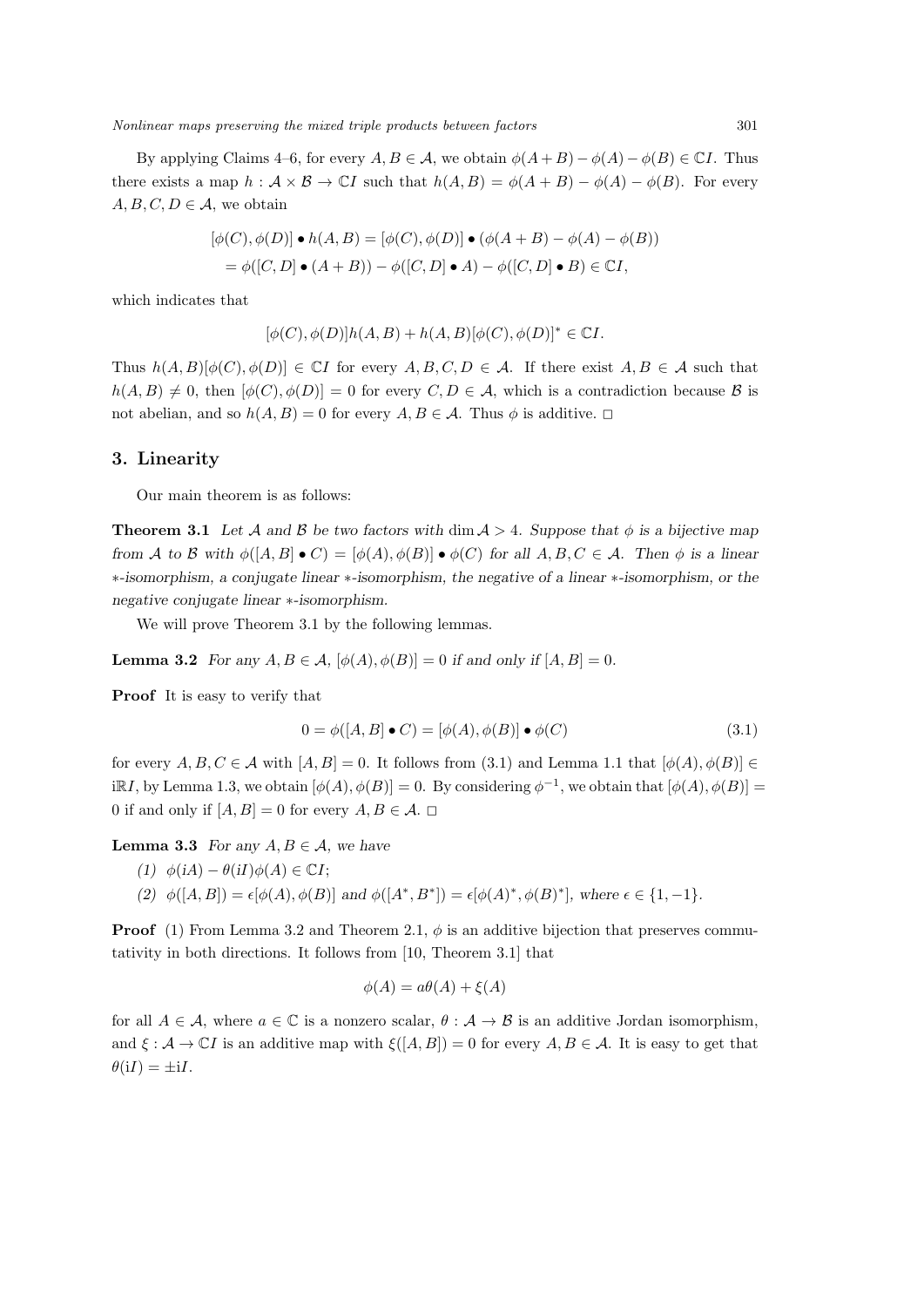By applying Claims 4–6, for every $A, B \in \mathcal{A}$, we obtain $\phi(A+B) - \phi(A) - \phi(B) \in \mathbb{C}I$. Thus there exists a map $h : \mathcal{A} \times \mathcal{B} \to \mathbb{C}I$ such that $h(A,B) = \phi(A+B) - \phi(A) - \phi(B)$. For every $A, B, C, D \in \mathcal{A}$, we obtain

$$
\begin{aligned}
&[\phi(C), \phi(D)] \bullet h(A,B) = [\phi(C), \phi(D)] \bullet (\phi(A+B) - \phi(A) - \phi(B)) \\
&= \phi([C,D] \bullet (A+B)) - \phi([C,D] \bullet A) - \phi([C,D] \bullet B) \in \mathbb{C}I,
\end{aligned}
$$

which indicates that

$$
[\phi(C), \phi(D)]h(A,B) + h(A,B)[\phi(C), \phi(D)]^* \in \mathbb{C}I.
$$

Thus $h(A,B)[\phi(C), \phi(D)] \in \mathbb{C}I$ for every $A, B, C, D \in \mathcal{A}$. If there exist $A, B \in \mathcal{A}$ such that $h(A,B) \neq 0$, then $[\phi(C), \phi(D)] = 0$ for every $C, D \in \mathcal{A}$, which is a contradiction because $\mathcal{B}$ is not abelian, and so $h(A,B) = 0$ for every $A, B \in \mathcal{A}$. Thus $\phi$ is additive. □

## 3. Linearity

Our main theorem is as follows:

**Theorem 3.1** *Let $\mathcal{A}$ and $\mathcal{B}$ be two factors with $\dim \mathcal{A} > 4$. Suppose that $\phi$ is a bijective map from $\mathcal{A}$ to $\mathcal{B}$ with $\phi([A,B] \bullet C) = [\phi(A), \phi(B)] \bullet \phi(C)$ for all $A, B, C \in \mathcal{A}$. Then $\phi$ is a linear $*$-isomorphism, a conjugate linear $*$-isomorphism, the negative of a linear $*$-isomorphism, or the negative conjugate linear $*$-isomorphism.*

We will prove Theorem 3.1 by the following lemmas.

**Lemma 3.2** *For any $A, B \in \mathcal{A}$, $[\phi(A), \phi(B)] = 0$ if and only if $[A,B] = 0$.*

**Proof** It is easy to verify that

$$
0 = \phi([A,B] \bullet C) = [\phi(A), \phi(B)] \bullet \phi(C) \tag{3.1}
$$

for every $A, B, C \in \mathcal{A}$ with $[A,B] = 0$. It follows from (3.1) and Lemma 1.1 that $[\phi(A), \phi(B)] \in \mathrm{i}\mathbb{R}I$, by Lemma 1.3, we obtain $[\phi(A), \phi(B)] = 0$. By considering $\phi^{-1}$, we obtain that $[\phi(A), \phi(B)] = 0$ if and only if $[A,B] = 0$ for every $A, B \in \mathcal{A}$. □

**Lemma 3.3** *For any $A, B \in \mathcal{A}$, we have*

*(1) $\phi(iA) - \theta(iI)\phi(A) \in \mathbb{C}I$;*

*(2) $\phi([A,B]) = \epsilon[\phi(A), \phi(B)]$ and $\phi([A^*, B^*]) = \epsilon[\phi(A)^*, \phi(B)^*]$, where $\epsilon \in \{1, -1\}$.*

**Proof** (1) From Lemma 3.2 and Theorem 2.1, $\phi$ is an additive bijection that preserves commutativity in both directions. It follows from [10, Theorem 3.1] that

$$
\phi(A) = a\theta(A) + \xi(A)
$$

for all $A \in \mathcal{A}$, where $a \in \mathbb{C}$ is a nonzero scalar, $\theta : \mathcal{A} \to \mathcal{B}$ is an additive Jordan isomorphism, and $\xi : \mathcal{A} \to \mathbb{C}I$ is an additive map with $\xi([A,B]) = 0$ for every $A, B \in \mathcal{A}$. It is easy to get that $\theta(\mathrm{i}I) = \pm \mathrm{i}I$.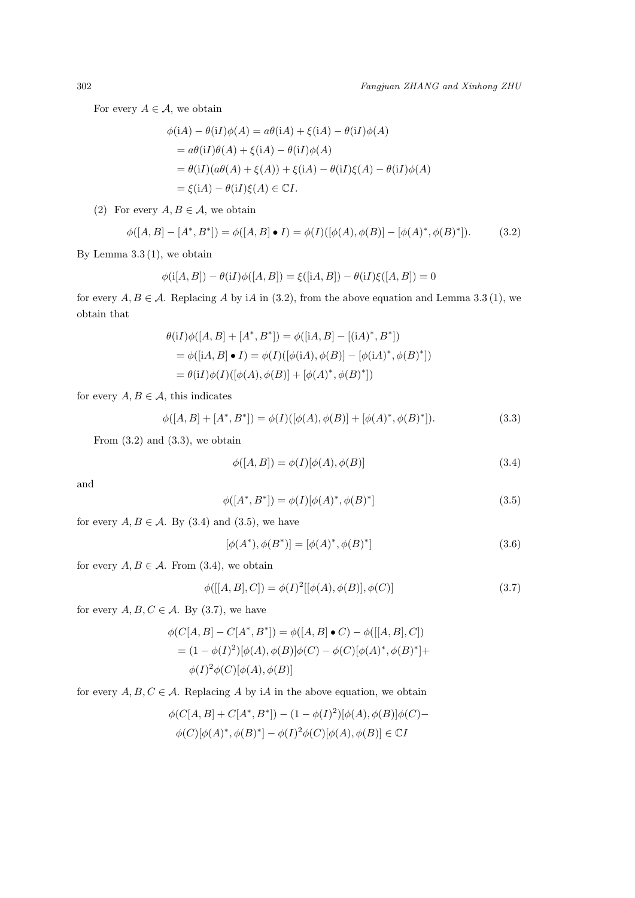For every $A \in \mathcal{A}$, we obtain

$$
\begin{aligned}
\phi(\mathrm{i}A) - \theta(\mathrm{i}I)\phi(A) &= a\theta(\mathrm{i}A) + \xi(\mathrm{i}A) - \theta(\mathrm{i}I)\phi(A) \\
&= a\theta(\mathrm{i}I)\theta(A) + \xi(\mathrm{i}A) - \theta(\mathrm{i}I)\phi(A) \\
&= \theta(\mathrm{i}I)(a\theta(A) + \xi(A)) + \xi(\mathrm{i}A) - \theta(\mathrm{i}I)\xi(A) - \theta(\mathrm{i}I)\phi(A) \\
&= \xi(\mathrm{i}A) - \theta(\mathrm{i}I)\xi(A) \in \mathbb{C}I.
\end{aligned}
$$

(2) For every $A, B \in \mathcal{A}$, we obtain

$$
\phi([A,B] - [A^*, B^*]) = \phi([A,B] \bullet I) = \phi(I)([\phi(A), \phi(B)] - [\phi(A)^*, \phi(B)^*]). \tag{3.2}
$$

By Lemma 3.3 (1), we obtain

$$
\phi(\mathrm{i}[A,B]) - \theta(\mathrm{i}I)\phi([A,B]) = \xi([\mathrm{i}A,B]) - \theta(\mathrm{i}I)\xi([A,B]) = 0
$$

for every $A, B \in \mathcal{A}$. Replacing $A$ by $\mathrm{i}A$ in (3.2), from the above equation and Lemma 3.3 (1), we obtain that

$$
\begin{aligned}
\theta(\mathrm{i}I)\phi([A,B] + [A^*, B^*]) &= \phi([\mathrm{i}A, B] - [(\mathrm{i}A)^*, B^*]) \\
&= \phi([\mathrm{i}A, B] \bullet I) = \phi(I)([\phi(\mathrm{i}A), \phi(B)] - [\phi(\mathrm{i}A)^*, \phi(B)^*]) \\
&= \theta(\mathrm{i}I)\phi(I)([\phi(A), \phi(B)] + [\phi(A)^*, \phi(B)^*])
\end{aligned}
$$

for every $A, B \in \mathcal{A}$, this indicates

$$
\phi([A,B] + [A^*, B^*]) = \phi(I)([\phi(A), \phi(B)] + [\phi(A)^*, \phi(B)^*]). \tag{3.3}
$$

From (3.2) and (3.3), we obtain

$$
\phi([A,B]) = \phi(I)[\phi(A), \phi(B)] \tag{3.4}
$$

and

$$
\phi([A^*, B^*]) = \phi(I)[\phi(A)^*, \phi(B)^*] \tag{3.5}
$$

for every $A, B \in \mathcal{A}$. By (3.4) and (3.5), we have

$$
[\phi(A^*), \phi(B^*)] = [\phi(A)^*, \phi(B)^*] \tag{3.6}
$$

for every $A, B \in \mathcal{A}$. From (3.4), we obtain

$$
\phi([[A,B], C]) = \phi(I)^2[[\phi(A), \phi(B)], \phi(C)] \tag{3.7}
$$

for every $A, B, C \in \mathcal{A}$. By (3.7), we have

$$
\begin{aligned}
\phi(C[A,B] - C[A^*, B^*]) &= \phi([A,B] \bullet C) - \phi([[A,B], C]) \\
&= (1 - \phi(I)^2)[\phi(A), \phi(B)]\phi(C) - \phi(C)[\phi(A)^*, \phi(B)^*] + \\
&\quad \phi(I)^2\phi(C)[\phi(A), \phi(B)]
\end{aligned}
$$

for every $A, B, C \in \mathcal{A}$. Replacing $A$ by $\mathrm{i}A$ in the above equation, we obtain

$$
\begin{aligned}
&\phi(C[A,B] + C[A^*, B^*]) - (1 - \phi(I)^2)[\phi(A), \phi(B)]\phi(C) - \\
&\phi(C)[\phi(A)^*, \phi(B)^*] - \phi(I)^2\phi(C)[\phi(A), \phi(B)] \in \mathbb{C}I
\end{aligned}
$$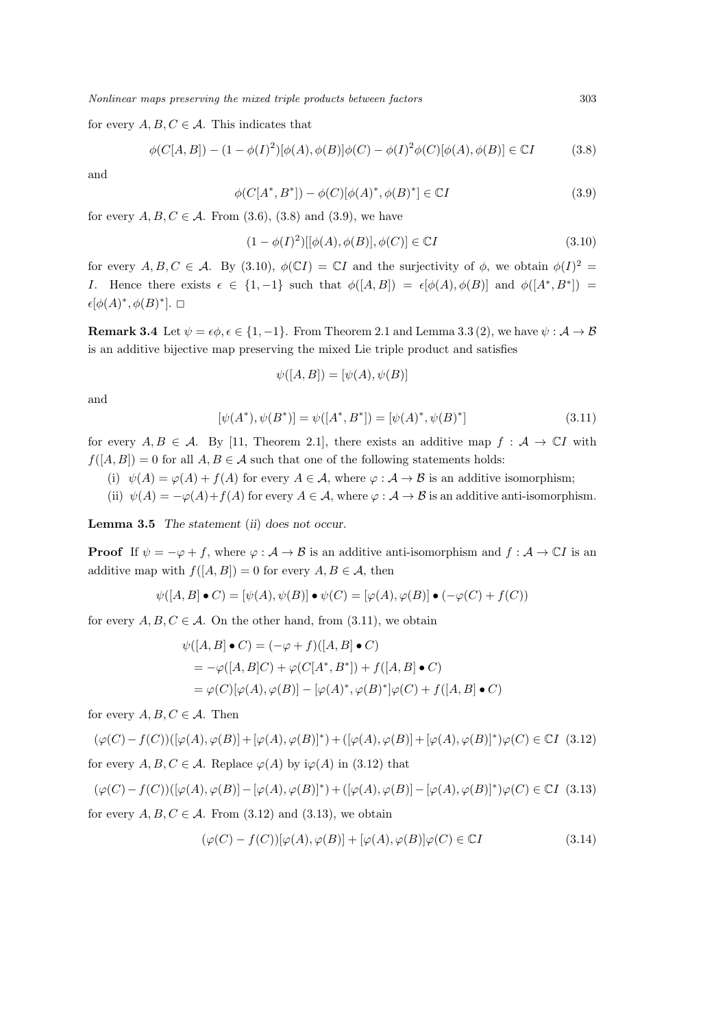for every $A, B, C \in \mathcal{A}$. This indicates that

$$\phi(C[A,B]) - (1-\phi(I)^2)[\phi(A),\phi(B)]\phi(C) - \phi(I)^2\phi(C)[\phi(A),\phi(B)] \in \mathbb{C}I \tag{3.8}$$

and

$$\phi(C[A^*,B^*]) - \phi(C)[\phi(A)^*,\phi(B)^*] \in \mathbb{C}I \tag{3.9}$$

for every $A, B, C \in \mathcal{A}$. From (3.6), (3.8) and (3.9), we have

$$(1-\phi(I)^2)[[\phi(A),\phi(B)],\phi(C)] \in \mathbb{C}I \tag{3.10}$$

for every $A, B, C \in \mathcal{A}$. By (3.10), $\phi(\mathbb{C}I) = \mathbb{C}I$ and the surjectivity of $\phi$, we obtain $\phi(I)^2 = I$. Hence there exists $\epsilon \in \{1, -1\}$ such that $\phi([A,B]) = \epsilon[\phi(A),\phi(B)]$ and $\phi([A^*,B^*]) = \epsilon[\phi(A)^*,\phi(B)^*]$. $\square$

**Remark 3.4** Let $\psi = \epsilon\phi, \epsilon \in \{1,-1\}$. From Theorem 2.1 and Lemma 3.3 (2), we have $\psi : \mathcal{A} \to \mathcal{B}$ is an additive bijective map preserving the mixed Lie triple product and satisfies

$$\psi([A,B]) = [\psi(A),\psi(B)]$$

and

$$[\psi(A^*),\psi(B^*)] = \psi([A^*,B^*]) = [\psi(A)^*,\psi(B)^*] \tag{3.11}$$

for every $A, B \in \mathcal{A}$. By [11, Theorem 2.1], there exists an additive map $f : \mathcal{A} \to \mathbb{C}I$ with $f([A,B]) = 0$ for all $A, B \in \mathcal{A}$ such that one of the following statements holds:

(i) $\psi(A) = \varphi(A) + f(A)$ for every $A \in \mathcal{A}$, where $\varphi : \mathcal{A} \to \mathcal{B}$ is an additive isomorphism;

(ii) $\psi(A) = -\varphi(A) + f(A)$ for every $A \in \mathcal{A}$, where $\varphi : \mathcal{A} \to \mathcal{B}$ is an additive anti-isomorphism.

**Lemma 3.5** *The statement* (*ii*) *does not occur.*

**Proof** If $\psi = -\varphi + f$, where $\varphi : \mathcal{A} \to \mathcal{B}$ is an additive anti-isomorphism and $f : \mathcal{A} \to \mathbb{C}I$ is an additive map with $f([A,B]) = 0$ for every $A, B \in \mathcal{A}$, then

$$\psi([A,B] \bullet C) = [\psi(A),\psi(B)] \bullet \psi(C) = [\varphi(A),\varphi(B)] \bullet (-\varphi(C) + f(C))$$

for every $A, B, C \in \mathcal{A}$. On the other hand, from (3.11), we obtain

$$\begin{aligned}
\psi([A,B] \bullet C) &= (-\varphi + f)([A,B] \bullet C) \\
&= -\varphi([A,B]C) + \varphi(C[A^*,B^*]) + f([A,B] \bullet C) \\
&= \varphi(C)[\varphi(A),\varphi(B)] - [\varphi(A)^*,\varphi(B)^*]\varphi(C) + f([A,B] \bullet C)
\end{aligned}$$

for every $A, B, C \in \mathcal{A}$. Then

$$(\varphi(C) - f(C))([\varphi(A),\varphi(B)] + [\varphi(A),\varphi(B)]^*) + ([\varphi(A),\varphi(B)] + [\varphi(A),\varphi(B)]^*)\varphi(C) \in \mathbb{C}I \tag{3.12}$$

for every $A, B, C \in \mathcal{A}$. Replace $\varphi(A)$ by $\mathrm{i}\varphi(A)$ in (3.12) that

$$(\varphi(C) - f(C))([\varphi(A),\varphi(B)] - [\varphi(A),\varphi(B)]^*) + ([\varphi(A),\varphi(B)] - [\varphi(A),\varphi(B)]^*)\varphi(C) \in \mathbb{C}I \tag{3.13}$$

for every $A, B, C \in \mathcal{A}$. From (3.12) and (3.13), we obtain

$$(\varphi(C) - f(C))[\varphi(A),\varphi(B)] + [\varphi(A),\varphi(B)]\varphi(C) \in \mathbb{C}I \tag{3.14}$$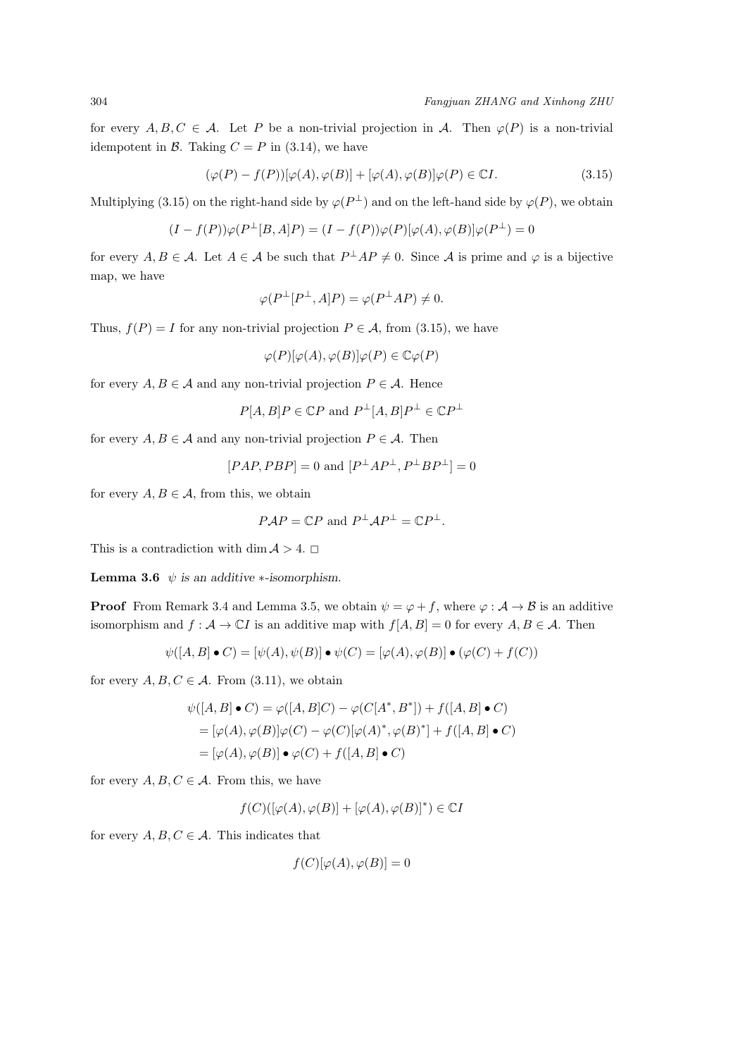for every $A, B, C \in \mathcal{A}$. Let $P$ be a non-trivial projection in $\mathcal{A}$. Then $\varphi(P)$ is a non-trivial idempotent in $\mathcal{B}$. Taking $C = P$ in (3.14), we have

$$(\varphi(P) - f(P))[\varphi(A), \varphi(B)] + [\varphi(A), \varphi(B)]\varphi(P) \in \mathbb{C}I. \tag{3.15}$$

Multiplying (3.15) on the right-hand side by $\varphi(P^{\perp})$ and on the left-hand side by $\varphi(P)$, we obtain

$$(I - f(P))\varphi(P^{\perp}[B, A]P) = (I - f(P))\varphi(P)[\varphi(A), \varphi(B)]\varphi(P^{\perp}) = 0$$

for every $A, B \in \mathcal{A}$. Let $A \in \mathcal{A}$ be such that $P^{\perp}AP \neq 0$. Since $\mathcal{A}$ is prime and $\varphi$ is a bijective map, we have

$$\varphi(P^{\perp}[P^{\perp}, A]P) = \varphi(P^{\perp}AP) \neq 0.$$

Thus, $f(P) = I$ for any non-trivial projection $P \in \mathcal{A}$, from (3.15), we have

$$\varphi(P)[\varphi(A), \varphi(B)]\varphi(P) \in \mathbb{C}\varphi(P)$$

for every $A, B \in \mathcal{A}$ and any non-trivial projection $P \in \mathcal{A}$. Hence

$$P[A, B]P \in \mathbb{C}P \text{ and } P^{\perp}[A, B]P^{\perp} \in \mathbb{C}P^{\perp}$$

for every $A, B \in \mathcal{A}$ and any non-trivial projection $P \in \mathcal{A}$. Then

$$[PAP, PBP] = 0 \text{ and } [P^{\perp}AP^{\perp}, P^{\perp}BP^{\perp}] = 0$$

for every $A, B \in \mathcal{A}$, from this, we obtain

$$P\mathcal{A}P = \mathbb{C}P \text{ and } P^{\perp}\mathcal{A}P^{\perp} = \mathbb{C}P^{\perp}.$$

This is a contradiction with $\dim \mathcal{A} > 4$. $\square$

**Lemma 3.6** *$\psi$ is an additive $*$-isomorphism.*

**Proof** From Remark 3.4 and Lemma 3.5, we obtain $\psi = \varphi + f$, where $\varphi : \mathcal{A} \to \mathcal{B}$ is an additive isomorphism and $f : \mathcal{A} \to \mathbb{C}I$ is an additive map with $f[A, B] = 0$ for every $A, B \in \mathcal{A}$. Then

$$\psi([A, B] \bullet C) = [\psi(A), \psi(B)] \bullet \psi(C) = [\varphi(A), \varphi(B)] \bullet (\varphi(C) + f(C))$$

for every $A, B, C \in \mathcal{A}$. From (3.11), we obtain

$$\begin{aligned}
\psi([A, B] \bullet C) &= \varphi([A, B]C) - \varphi(C[A^*, B^*]) + f([A, B] \bullet C) \\
&= [\varphi(A), \varphi(B)]\varphi(C) - \varphi(C)[\varphi(A)^*, \varphi(B)^*] + f([A, B] \bullet C) \\
&= [\varphi(A), \varphi(B)] \bullet \varphi(C) + f([A, B] \bullet C)
\end{aligned}$$

for every $A, B, C \in \mathcal{A}$. From this, we have

$$f(C)([\varphi(A), \varphi(B)] + [\varphi(A), \varphi(B)]^*) \in \mathbb{C}I$$

for every $A, B, C \in \mathcal{A}$. This indicates that

$$f(C)[\varphi(A), \varphi(B)] = 0$$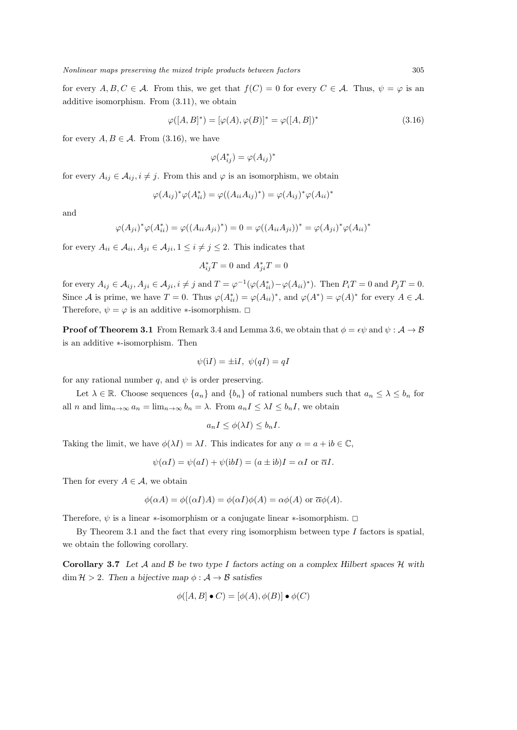for every $A, B, C \in \mathcal{A}$. From this, we get that $f(C) = 0$ for every $C \in \mathcal{A}$. Thus, $\psi = \varphi$ is an additive isomorphism. From (3.11), we obtain

$$\varphi([A, B]^*) = [\varphi(A), \varphi(B)]^* = \varphi([A, B])^* \tag{3.16}$$

for every $A, B \in \mathcal{A}$. From (3.16), we have

$$\varphi(A_{ij}^*) = \varphi(A_{ij})^*$$

for every $A_{ij} \in \mathcal{A}_{ij}, i \neq j$. From this and $\varphi$ is an isomorphism, we obtain

$$\varphi(A_{ij})^* \varphi(A_{ii}^*) = \varphi((A_{ii} A_{ij})^*) = \varphi(A_{ij})^* \varphi(A_{ii})^*$$

and

$$\varphi(A_{ji})^* \varphi(A_{ii}^*) = \varphi((A_{ii} A_{ji})^*) = 0 = \varphi((A_{ii} A_{ji}))^* = \varphi(A_{ji})^* \varphi(A_{ii})^*$$

for every $A_{ii} \in \mathcal{A}_{ii}, A_{ji} \in \mathcal{A}_{ji}, 1 \leq i \neq j \leq 2$. This indicates that

$$A_{ij}^* T = 0 \text{ and } A_{ji}^* T = 0$$

for every $A_{ij} \in \mathcal{A}_{ij}, A_{ji} \in \mathcal{A}_{ji}, i \neq j$ and $T = \varphi^{-1}(\varphi(A_{ii}^*) - \varphi(A_{ii})^*)$. Then $P_i T = 0$ and $P_j T = 0$. Since $\mathcal{A}$ is prime, we have $T = 0$. Thus $\varphi(A_{ii}^*) = \varphi(A_{ii})^*$, and $\varphi(A^*) = \varphi(A)^*$ for every $A \in \mathcal{A}$. Therefore, $\psi = \varphi$ is an additive $*$-isomorphism. □

**Proof of Theorem 3.1** From Remark 3.4 and Lemma 3.6, we obtain that $\phi = \epsilon\psi$ and $\psi : \mathcal{A} \to \mathcal{B}$ is an additive $*$-isomorphism. Then

$$\psi(\mathrm{i}I) = \pm \mathrm{i}I, \ \psi(qI) = qI$$

for any rational number $q$, and $\psi$ is order preserving.

Let $\lambda \in \mathbb{R}$. Choose sequences $\{a_n\}$ and $\{b_n\}$ of rational numbers such that $a_n \leq \lambda \leq b_n$ for all $n$ and $\lim_{n\to\infty} a_n = \lim_{n\to\infty} b_n = \lambda$. From $a_n I \leq \lambda I \leq b_n I$, we obtain

$$a_n I \leq \phi(\lambda I) \leq b_n I.$$

Taking the limit, we have $\phi(\lambda I) = \lambda I$. This indicates for any $\alpha = a + \mathrm{i}b \in \mathbb{C}$,

$$\psi(\alpha I) = \psi(aI) + \psi(\mathrm{i}bI) = (a \pm \mathrm{i}b)I = \alpha I \text{ or } \overline{\alpha} I.$$

Then for every $A \in \mathcal{A}$, we obtain

$$\phi(\alpha A) = \phi((\alpha I)A) = \phi(\alpha I)\phi(A) = \alpha\phi(A) \text{ or } \overline{\alpha}\phi(A).$$

Therefore, $\psi$ is a linear $*$-isomorphism or a conjugate linear $*$-isomorphism. □

By Theorem 3.1 and the fact that every ring isomorphism between type $I$ factors is spatial, we obtain the following corollary.

**Corollary 3.7** *Let $\mathcal{A}$ and $\mathcal{B}$ be two type $I$ factors acting on a complex Hilbert spaces $\mathcal{H}$ with $\dim \mathcal{H} > 2$. Then a bijective map $\phi : \mathcal{A} \to \mathcal{B}$ satisfies*

$$\phi([A, B] \bullet C) = [\phi(A), \phi(B)] \bullet \phi(C)$$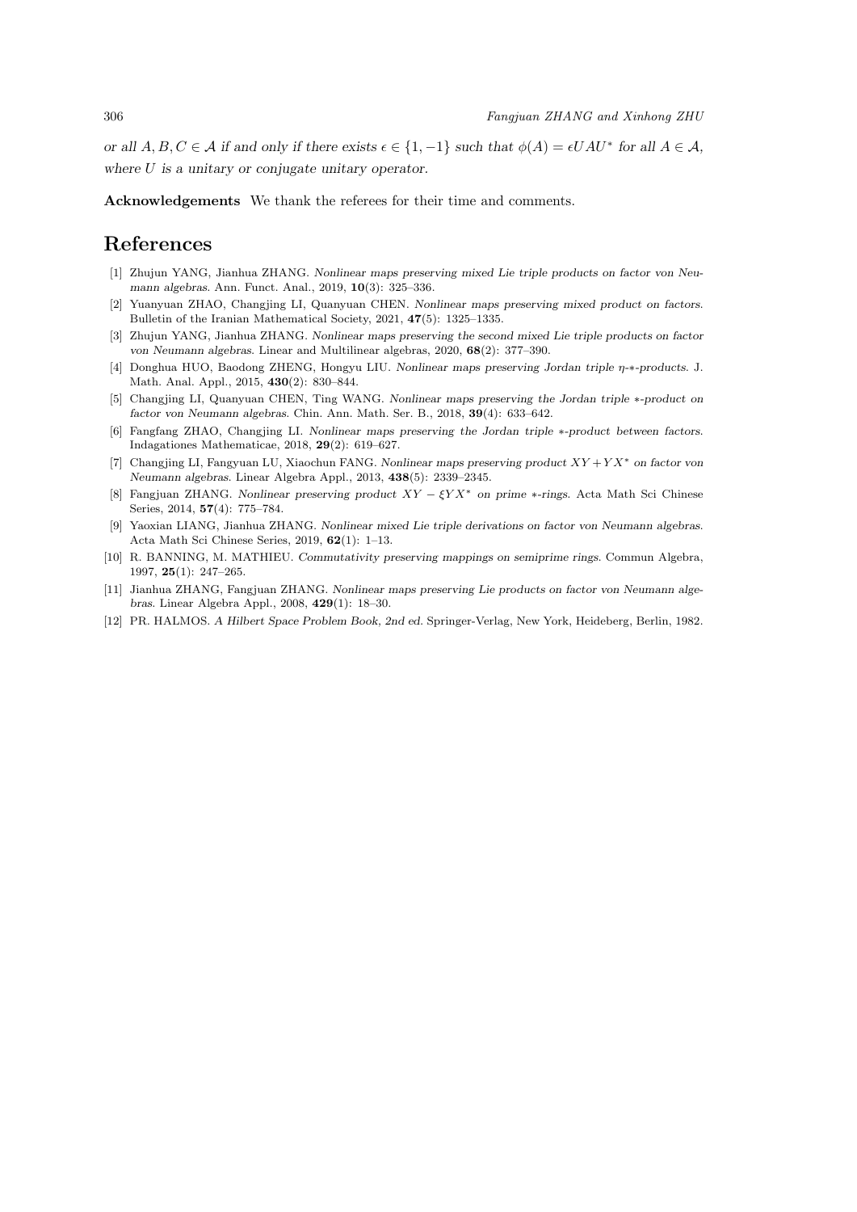*or all $A, B, C \in \mathcal{A}$ if and only if there exists $\epsilon \in \{1, -1\}$ such that $\phi(A) = \epsilon U A U^*$ for all $A \in \mathcal{A}$, where $U$ is a unitary or conjugate unitary operator.*

**Acknowledgements** We thank the referees for their time and comments.

# References

[1] Zhujun YANG, Jianhua ZHANG. *Nonlinear maps preserving mixed Lie triple products on factor von Neumann algebras*. Ann. Funct. Anal., 2019, **10**(3): 325–336.

[2] Yuanyuan ZHAO, Changjing LI, Quanyuan CHEN. *Nonlinear maps preserving mixed product on factors*. Bulletin of the Iranian Mathematical Society, 2021, **47**(5): 1325–1335.

[3] Zhujun YANG, Jianhua ZHANG. *Nonlinear maps preserving the second mixed Lie triple products on factor von Neumann algebras*. Linear and Multilinear algebras, 2020, **68**(2): 377–390.

[4] Donghua HUO, Baodong ZHENG, Hongyu LIU. *Nonlinear maps preserving Jordan triple $\eta$-$*$-products*. J. Math. Anal. Appl., 2015, **430**(2): 830–844.

[5] Changjing LI, Quanyuan CHEN, Ting WANG. *Nonlinear maps preserving the Jordan triple $*$-product on factor von Neumann algebras*. Chin. Ann. Math. Ser. B., 2018, **39**(4): 633–642.

[6] Fangfang ZHAO, Changjing LI. *Nonlinear maps preserving the Jordan triple $*$-product between factors*. Indagationes Mathematicae, 2018, **29**(2): 619–627.

[7] Changjing LI, Fangyuan LU, Xiaochun FANG. *Nonlinear maps preserving product $XY + YX^*$ on factor von Neumann algebras*. Linear Algebra Appl., 2013, **438**(5): 2339–2345.

[8] Fangjuan ZHANG. *Nonlinear preserving product $XY - \xi YX^*$ on prime $*$-rings*. Acta Math Sci Chinese Series, 2014, **57**(4): 775–784.

[9] Yaoxian LIANG, Jianhua ZHANG. *Nonlinear mixed Lie triple derivations on factor von Neumann algebras*. Acta Math Sci Chinese Series, 2019, **62**(1): 1–13.

[10] R. BANNING, M. MATHIEU. *Commutativity preserving mappings on semiprime rings*. Commun Algebra, 1997, **25**(1): 247–265.

[11] Jianhua ZHANG, Fangjuan ZHANG. *Nonlinear maps preserving Lie products on factor von Neumann algebras*. Linear Algebra Appl., 2008, **429**(1): 18–30.

[12] PR. HALMOS. *A Hilbert Space Problem Book, 2nd ed*. Springer-Verlag, New York, Heideberg, Berlin, 1982.